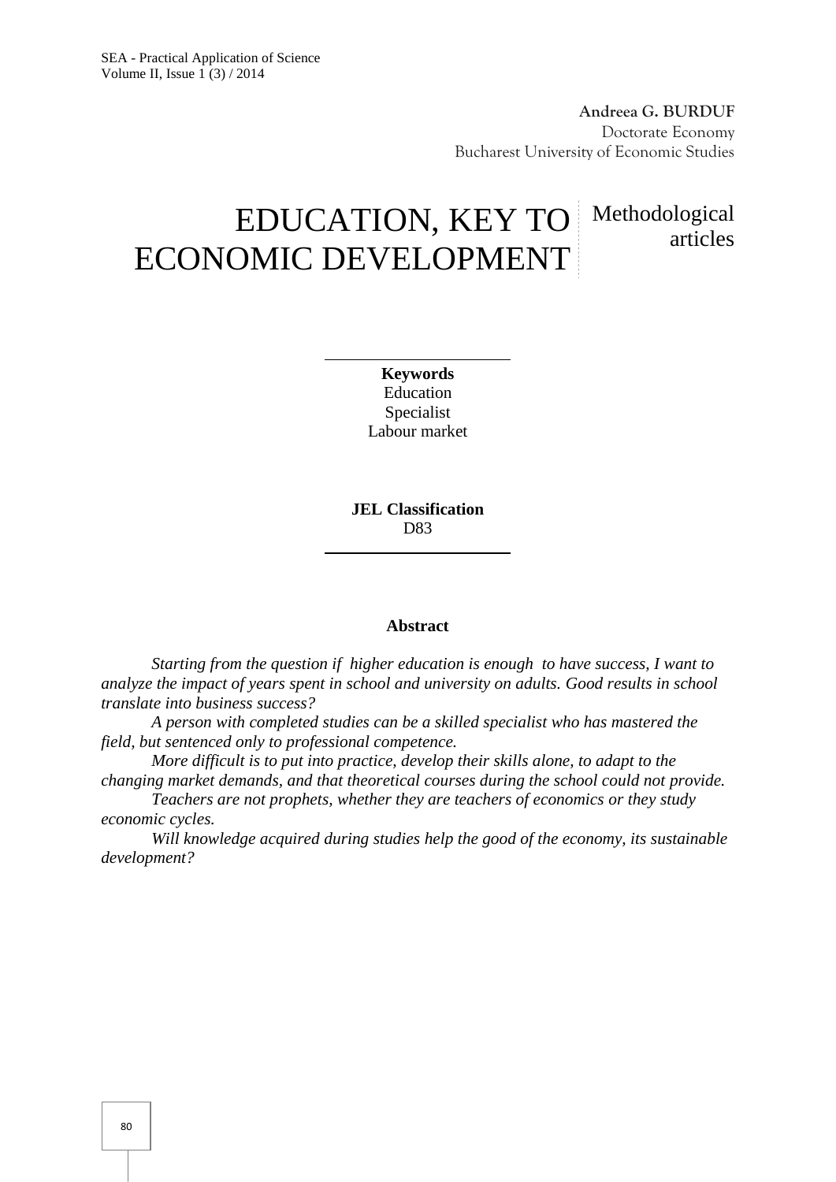**Andreea G. BURDUF**
Doctorate Economy
Bucharest University of Economic Studies

# EDUCATION, KEY TO ECONOMIC DEVELOPMENT

Methodological articles

**Keywords**
Education
Specialist
Labour market

**JEL Classification**
D83

## Abstract

*Starting from the question if higher education is enough to have success, I want to analyze the impact of years spent in school and university on adults. Good results in school translate into business success?*

*A person with completed studies can be a skilled specialist who has mastered the field, but sentenced only to professional competence.*

*More difficult is to put into practice, develop their skills alone, to adapt to the changing market demands, and that theoretical courses during the school could not provide.*

*Teachers are not prophets, whether they are teachers of economics or they study economic cycles.*

*Will knowledge acquired during studies help the good of the economy, its sustainable development?*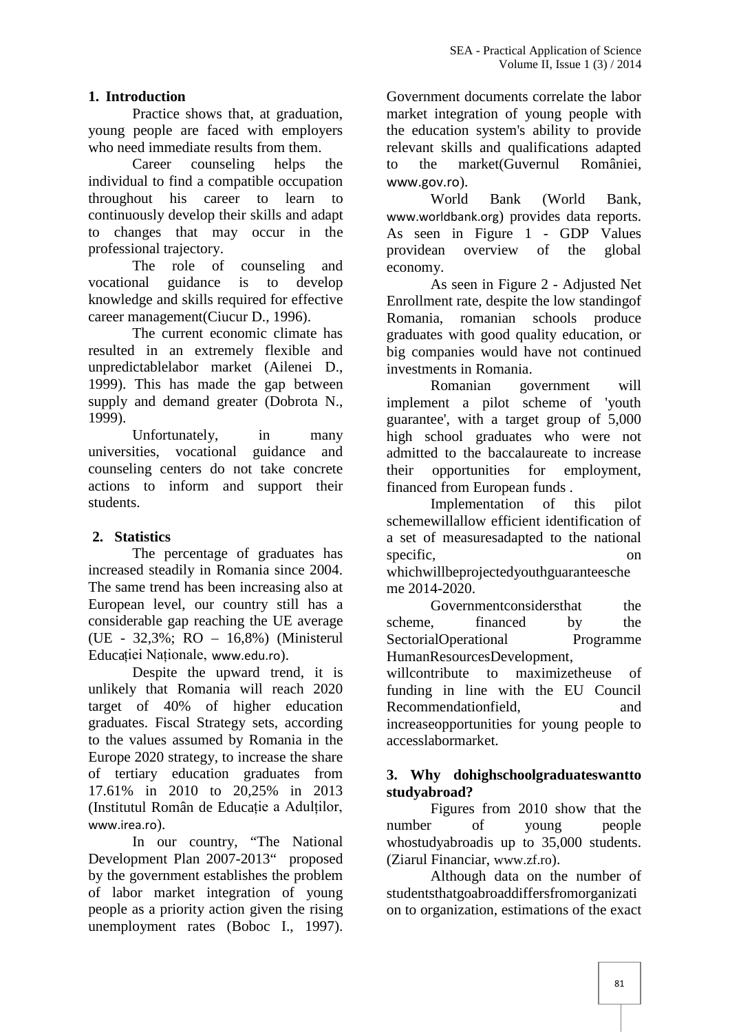## 1. Introduction

Practice shows that, at graduation, young people are faced with employers who need immediate results from them.

Career counseling helps the individual to find a compatible occupation throughout his career to learn to continuously develop their skills and adapt to changes that may occur in the professional trajectory.

The role of counseling and vocational guidance is to develop knowledge and skills required for effective career management(Ciucur D., 1996).

The current economic climate has resulted in an extremely flexible and unpredictablelabor market (Ailenei D., 1999). This has made the gap between supply and demand greater (Dobrota N., 1999).

Unfortunately, in many universities, vocational guidance and counseling centers do not take concrete actions to inform and support their students.

## 2. Statistics

The percentage of graduates has increased steadily in Romania since 2004. The same trend has been increasing also at European level, our country still has a considerable gap reaching the UE average (UE - 32,3%; RO – 16,8%) (Ministerul Educației Naționale, www.edu.ro).

Despite the upward trend, it is unlikely that Romania will reach 2020 target of 40% of higher education graduates. Fiscal Strategy sets, according to the values assumed by Romania in the Europe 2020 strategy, to increase the share of tertiary education graduates from 17.61% in 2010 to 20,25% in 2013 (Institutul Român de Educație a Adulților, www.irea.ro).

In our country, "The National Development Plan 2007-2013" proposed by the government establishes the problem of labor market integration of young people as a priority action given the rising unemployment rates (Boboc I., 1997). Government documents correlate the labor market integration of young people with the education system's ability to provide relevant skills and qualifications adapted to the market(Guvernul României, www.gov.ro).

World Bank (World Bank, www.worldbank.org) provides data reports. As seen in Figure 1 - GDP Values providean overview of the global economy.

As seen in Figure 2 - Adjusted Net Enrollment rate, despite the low standingof Romania, romanian schools produce graduates with good quality education, or big companies would have not continued investments in Romania.

Romanian government will implement a pilot scheme of 'youth guarantee', with a target group of 5,000 high school graduates who were not admitted to the baccalaureate to increase their opportunities for employment, financed from European funds .

Implementation of this pilot schemewillallow efficient identification of a set of measuresadapted to the national specific, on whichwillbeprojectedyouthguaranteescheme 2014-2020.

Governmentconsidersthat the scheme, financed by the SectorialOperational Programme HumanResourcesDevelopment, willcontribute to maximizetheuse of funding in line with the EU Council Recommendationfield, and increaseopportunities for young people to accesslabormarket.

## 3. Why dohighschoolgraduateswantto studyabroad?

Figures from 2010 show that the number of young people whostudyabroadis up to 35,000 students. (Ziarul Financiar, www.zf.ro).

Although data on the number of studentsthatgoabroaddiffersfromorganization to organization, estimations of the exact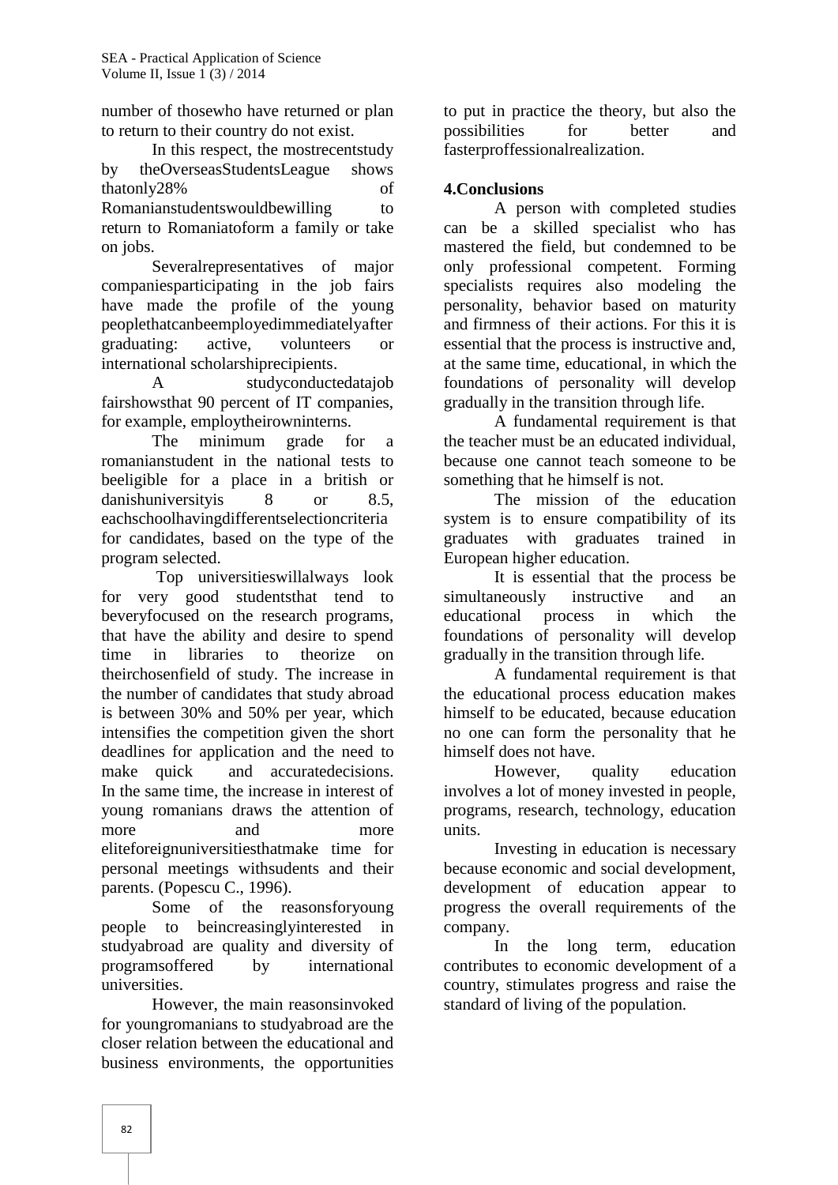number of thosewho have returned or plan to return to their country do not exist.

In this respect, the mostrecentstudy by theOverseasStudentsLeague shows thatonly28% of Romanianstudentswouldbewilling to return to Romaniatoform a family or take on jobs.

Severalrepresentatives of major companiesparticipating in the job fairs have made the profile of the young peoplethatcanbeemployedimmediatelyafter graduating: active, volunteers or international scholarshiprecipients.

A studyconductedatajob fairshowsthat 90 percent of IT companies, for example, employtheirowninterns.

The minimum grade for a romanianstudent in the national tests to beeligible for a place in a british or danishuniversityis 8 or 8.5, eachschoolhavingdifferentselectioncriteria for candidates, based on the type of the program selected.

Top universitieswillalways look for very good studentsthat tend to beveryfocused on the research programs, that have the ability and desire to spend time in libraries to theorize on theirchosenfield of study. The increase in the number of candidates that study abroad is between 30% and 50% per year, which intensifies the competition given the short deadlines for application and the need to make quick and accuratedecisions. In the same time, the increase in interest of young romanians draws the attention of more and more eliteforeignuniversitiesthatmake time for personal meetings withsudents and their parents. (Popescu C., 1996).

Some of the reasonsforyoung people to beincreasinglyinterested in studyabroad are quality and diversity of programsoffered by international universities.

However, the main reasonsinvoked for youngromanians to studyabroad are the closer relation between the educational and business environments, the opportunities to put in practice the theory, but also the possibilities for better and fasterproffessionalrealization.

## 4.Conclusions

A person with completed studies can be a skilled specialist who has mastered the field, but condemned to be only professional competent. Forming specialists requires also modeling the personality, behavior based on maturity and firmness of their actions. For this it is essential that the process is instructive and, at the same time, educational, in which the foundations of personality will develop gradually in the transition through life.

A fundamental requirement is that the teacher must be an educated individual, because one cannot teach someone to be something that he himself is not.

The mission of the education system is to ensure compatibility of its graduates with graduates trained in European higher education.

It is essential that the process be simultaneously instructive and an educational process in which the foundations of personality will develop gradually in the transition through life.

A fundamental requirement is that the educational process education makes himself to be educated, because education no one can form the personality that he himself does not have.

However, quality education involves a lot of money invested in people, programs, research, technology, education units.

Investing in education is necessary because economic and social development, development of education appear to progress the overall requirements of the company.

In the long term, education contributes to economic development of a country, stimulates progress and raise the standard of living of the population.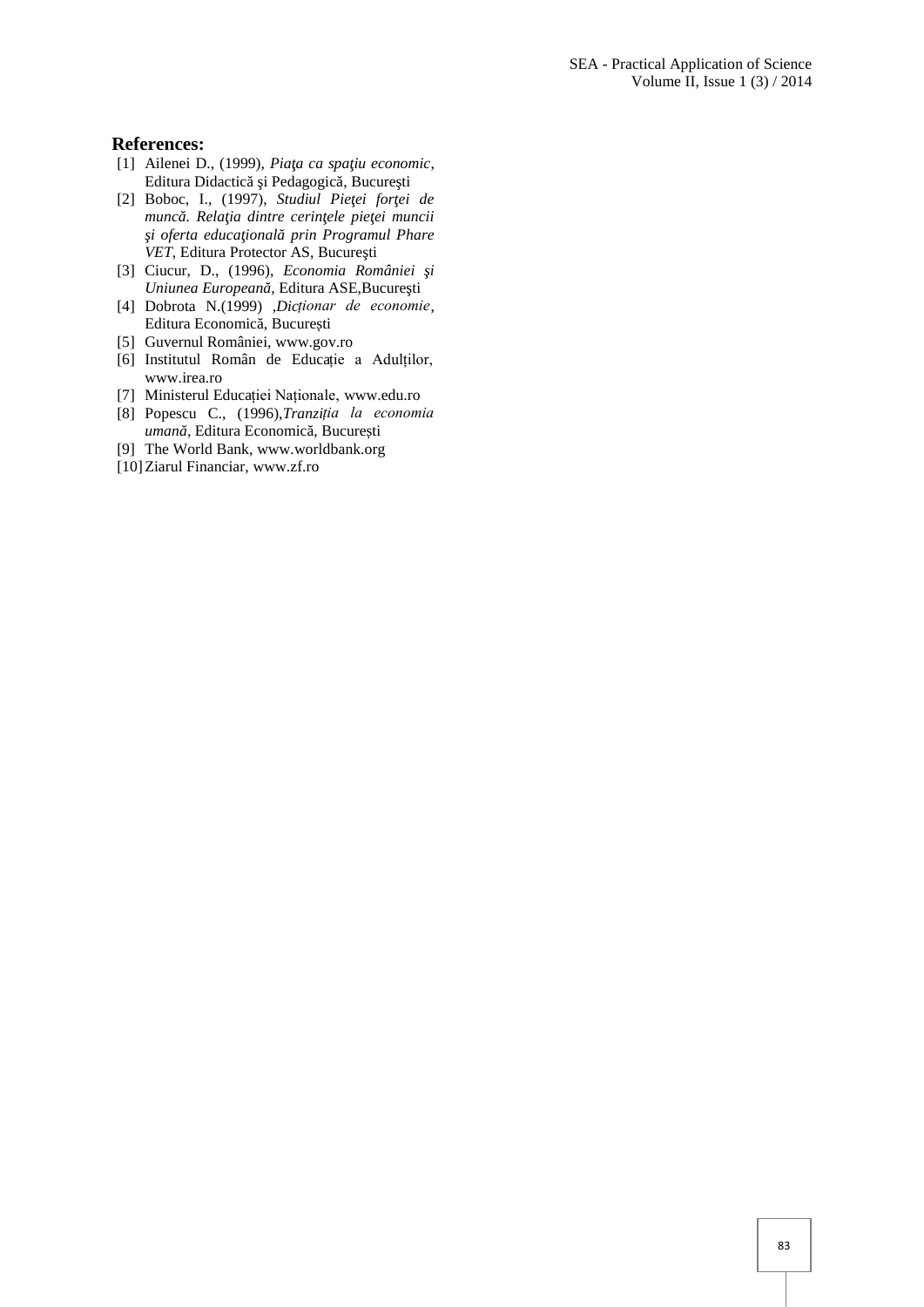## References:

[1] Ailenei D., (1999), *Piaţa ca spaţiu economic*, Editura Didactică şi Pedagogică, Bucureşti

[2] Boboc, I., (1997), *Studiul Pieţei forţei de muncă. Relaţia dintre cerinţele pieţei muncii şi oferta educaţională prin Programul Phare VET*, Editura Protector AS, Bucureşti

[3] Ciucur, D., (1996), *Economia României şi Uniunea Europeană*, Editura ASE,Bucureşti

[4] Dobrota N.(1999) ,*Dicționar de economie*, Editura Economică, București

[5] Guvernul României, www.gov.ro

[6] Institutul Român de Educație a Adulților, www.irea.ro

[7] Ministerul Educației Naționale, www.edu.ro

[8] Popescu C., (1996),*Tranziția la economia umană*, Editura Economică, București

[9] The World Bank, www.worldbank.org

[10] Ziarul Financiar, www.zf.ro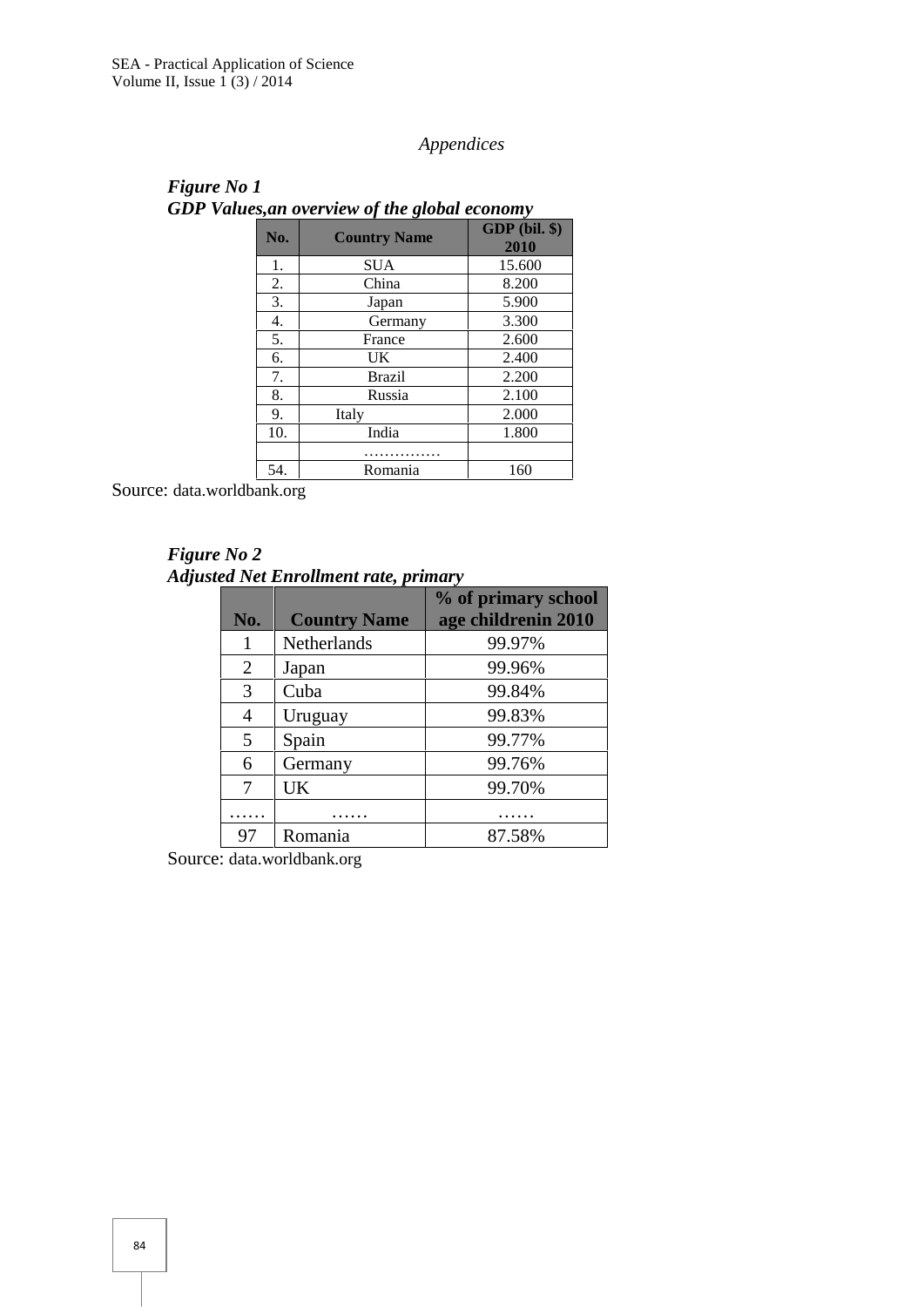*Appendices*

***Figure No 1***
***GDP Values,an overview of the global economy***

| No. | Country Name | GDP (bil. $) 2010 |
|---|---|---|
| 1. | SUA | 15.600 |
| 2. | China | 8.200 |
| 3. | Japan | 5.900 |
| 4. | Germany | 3.300 |
| 5. | France | 2.600 |
| 6. | UK | 2.400 |
| 7. | Brazil | 2.200 |
| 8. | Russia | 2.100 |
| 9. | Italy | 2.000 |
| 10. | India | 1.800 |
| | …………… | |
| 54. | Romania | 160 |

Source: data.worldbank.org

***Figure No 2***
***Adjusted Net Enrollment rate, primary***

| No. | Country Name | % of primary school age childrenin 2010 |
|---|---|---|
| 1 | Netherlands | 99.97% |
| 2 | Japan | 99.96% |
| 3 | Cuba | 99.84% |
| 4 | Uruguay | 99.83% |
| 5 | Spain | 99.77% |
| 6 | Germany | 99.76% |
| 7 | UK | 99.70% |
| …… | …… | …… |
| 97 | Romania | 87.58% |

Source: data.worldbank.org